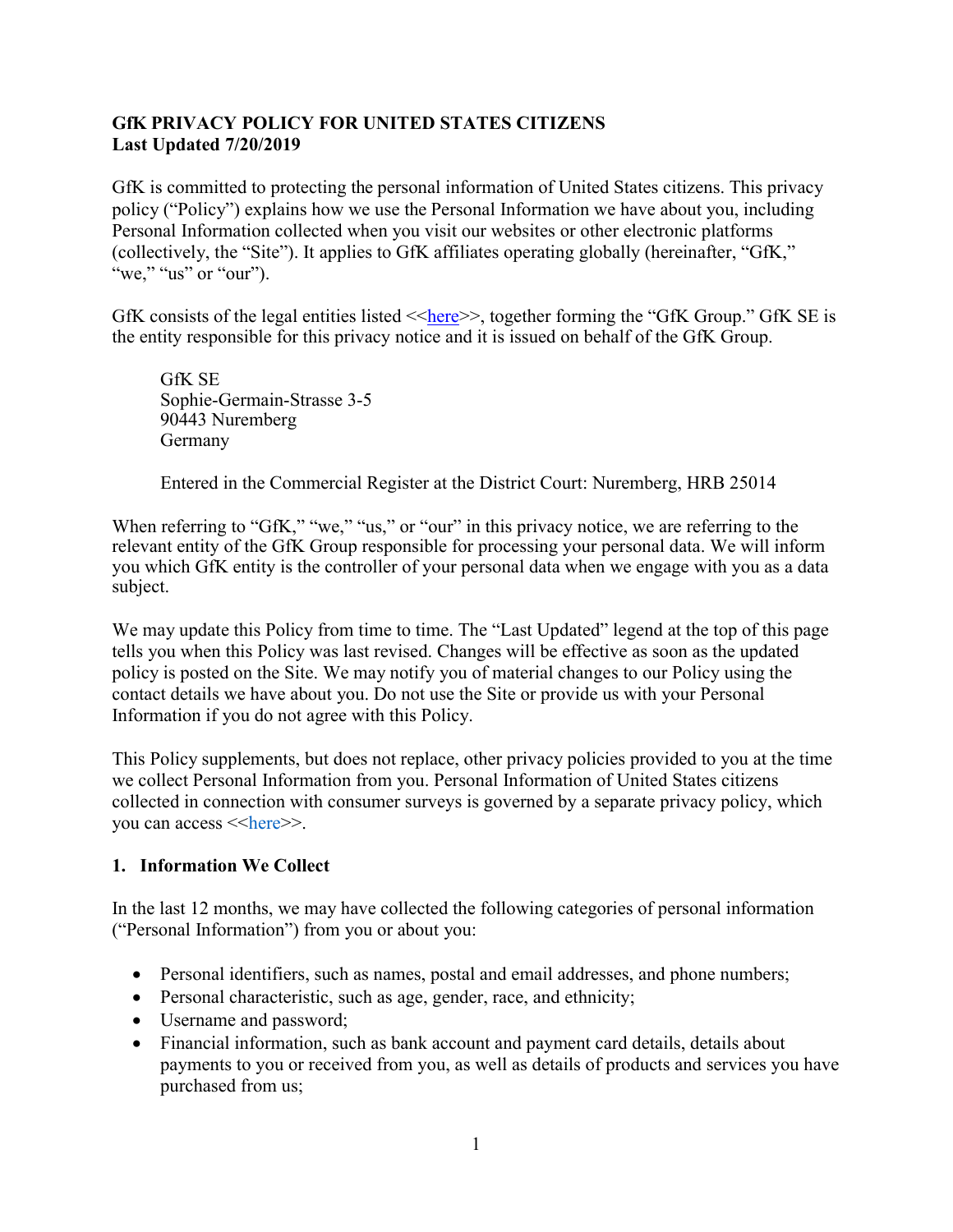**GfK PRIVACY POLICY FOR UNITED STATES CITIZENS**
**Last Updated 7/20/2019**

GfK is committed to protecting the personal information of United States citizens. This privacy policy ("Policy") explains how we use the Personal Information we have about you, including Personal Information collected when you visit our websites or other electronic platforms (collectively, the "Site"). It applies to GfK affiliates operating globally (hereinafter, "GfK," "we," "us" or "our").

GfK consists of the legal entities listed <<here>>, together forming the "GfK Group." GfK SE is the entity responsible for this privacy notice and it is issued on behalf of the GfK Group.

> GfK SE
> Sophie-Germain-Strasse 3-5
> 90443 Nuremberg
> Germany
>
> Entered in the Commercial Register at the District Court: Nuremberg, HRB 25014

When referring to "GfK," "we," "us," or "our" in this privacy notice, we are referring to the relevant entity of the GfK Group responsible for processing your personal data. We will inform you which GfK entity is the controller of your personal data when we engage with you as a data subject.

We may update this Policy from time to time. The "Last Updated" legend at the top of this page tells you when this Policy was last revised. Changes will be effective as soon as the updated policy is posted on the Site. We may notify you of material changes to our Policy using the contact details we have about you. Do not use the Site or provide us with your Personal Information if you do not agree with this Policy.

This Policy supplements, but does not replace, other privacy policies provided to you at the time we collect Personal Information from you. Personal Information of United States citizens collected in connection with consumer surveys is governed by a separate privacy policy, which you can access <<here>>.

## 1. Information We Collect

In the last 12 months, we may have collected the following categories of personal information ("Personal Information") from you or about you:

- Personal identifiers, such as names, postal and email addresses, and phone numbers;
- Personal characteristic, such as age, gender, race, and ethnicity;
- Username and password;
- Financial information, such as bank account and payment card details, details about payments to you or received from you, as well as details of products and services you have purchased from us;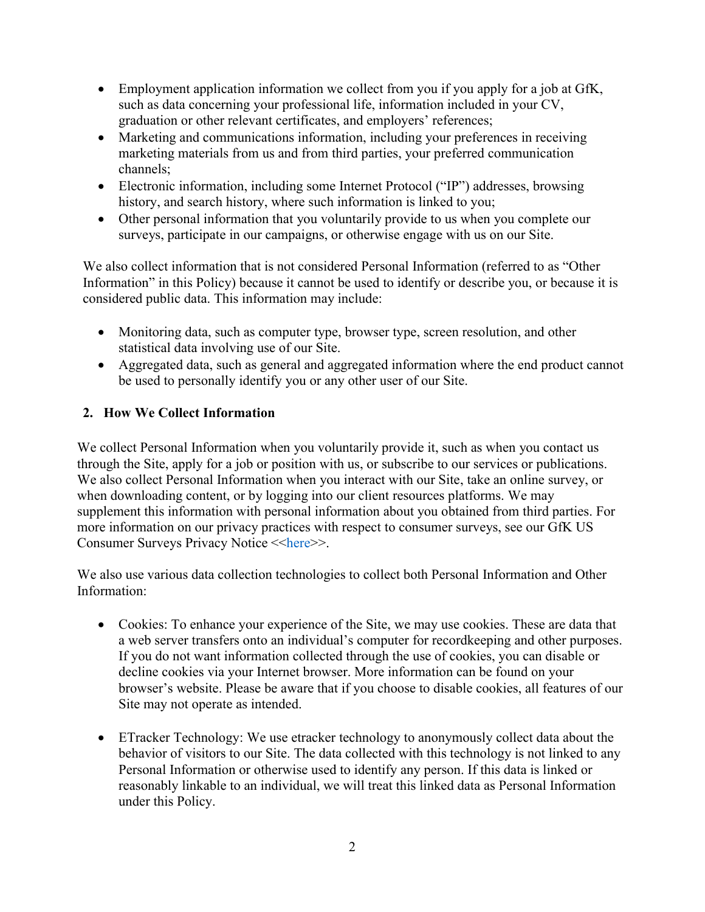- Employment application information we collect from you if you apply for a job at GfK, such as data concerning your professional life, information included in your CV, graduation or other relevant certificates, and employers' references;
- Marketing and communications information, including your preferences in receiving marketing materials from us and from third parties, your preferred communication channels;
- Electronic information, including some Internet Protocol ("IP") addresses, browsing history, and search history, where such information is linked to you;
- Other personal information that you voluntarily provide to us when you complete our surveys, participate in our campaigns, or otherwise engage with us on our Site.

We also collect information that is not considered Personal Information (referred to as "Other Information" in this Policy) because it cannot be used to identify or describe you, or because it is considered public data. This information may include:

- Monitoring data, such as computer type, browser type, screen resolution, and other statistical data involving use of our Site.
- Aggregated data, such as general and aggregated information where the end product cannot be used to personally identify you or any other user of our Site.

## 2. How We Collect Information

We collect Personal Information when you voluntarily provide it, such as when you contact us through the Site, apply for a job or position with us, or subscribe to our services or publications. We also collect Personal Information when you interact with our Site, take an online survey, or when downloading content, or by logging into our client resources platforms. We may supplement this information with personal information about you obtained from third parties. For more information on our privacy practices with respect to consumer surveys, see our GfK US Consumer Surveys Privacy Notice <<here>>.

We also use various data collection technologies to collect both Personal Information and Other Information:

- Cookies: To enhance your experience of the Site, we may use cookies. These are data that a web server transfers onto an individual's computer for recordkeeping and other purposes. If you do not want information collected through the use of cookies, you can disable or decline cookies via your Internet browser. More information can be found on your browser's website. Please be aware that if you choose to disable cookies, all features of our Site may not operate as intended.

- ETracker Technology: We use etracker technology to anonymously collect data about the behavior of visitors to our Site. The data collected with this technology is not linked to any Personal Information or otherwise used to identify any person. If this data is linked or reasonably linkable to an individual, we will treat this linked data as Personal Information under this Policy.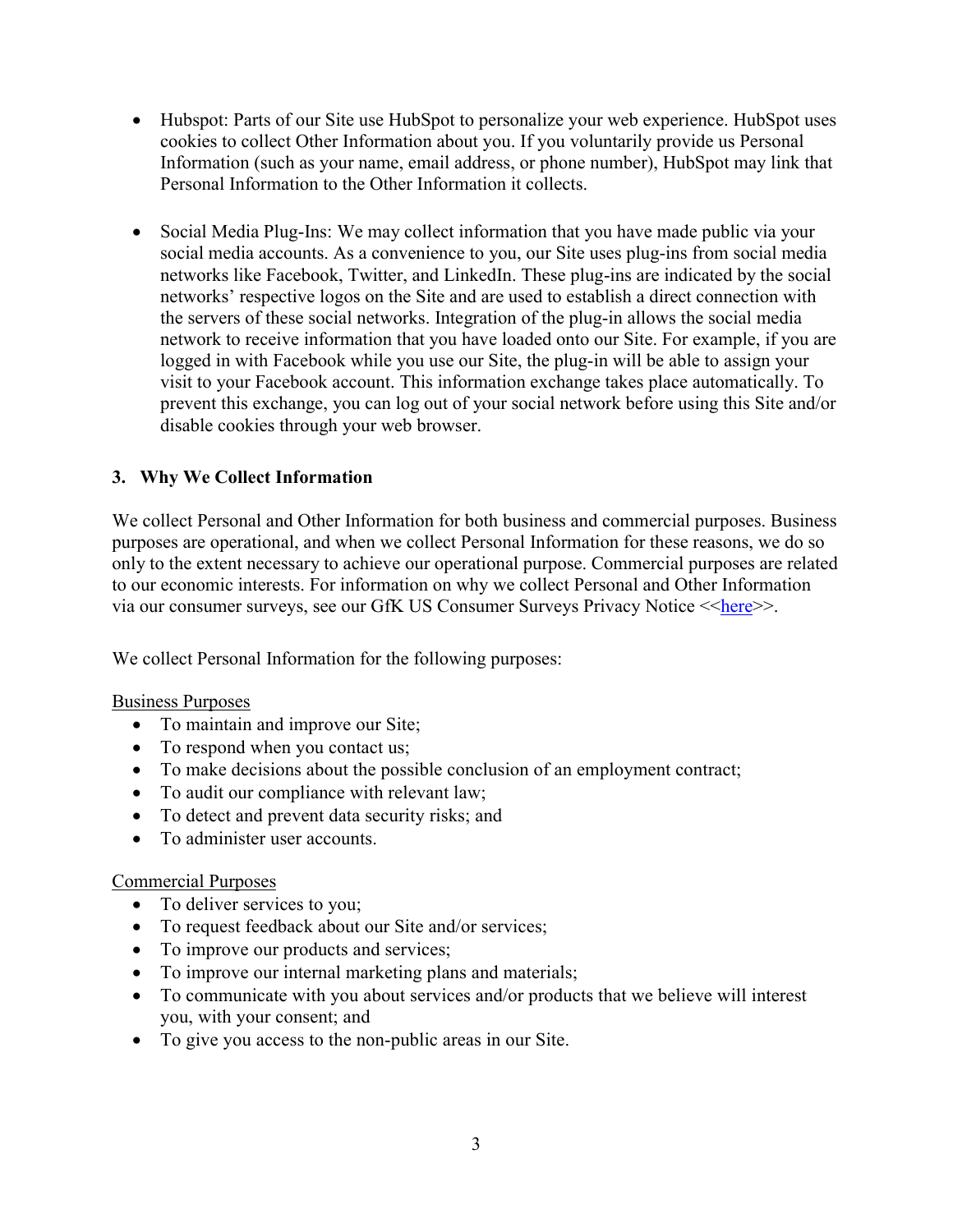- Hubspot: Parts of our Site use HubSpot to personalize your web experience. HubSpot uses cookies to collect Other Information about you. If you voluntarily provide us Personal Information (such as your name, email address, or phone number), HubSpot may link that Personal Information to the Other Information it collects.

- Social Media Plug-Ins: We may collect information that you have made public via your social media accounts. As a convenience to you, our Site uses plug-ins from social media networks like Facebook, Twitter, and LinkedIn. These plug-ins are indicated by the social networks' respective logos on the Site and are used to establish a direct connection with the servers of these social networks. Integration of the plug-in allows the social media network to receive information that you have loaded onto our Site. For example, if you are logged in with Facebook while you use our Site, the plug-in will be able to assign your visit to your Facebook account. This information exchange takes place automatically. To prevent this exchange, you can log out of your social network before using this Site and/or disable cookies through your web browser.

## 3. Why We Collect Information

We collect Personal and Other Information for both business and commercial purposes. Business purposes are operational, and when we collect Personal Information for these reasons, we do so only to the extent necessary to achieve our operational purpose. Commercial purposes are related to our economic interests. For information on why we collect Personal and Other Information via our consumer surveys, see our GfK US Consumer Surveys Privacy Notice <<here>>.

We collect Personal Information for the following purposes:

<u>Business Purposes</u>

- To maintain and improve our Site;
- To respond when you contact us;
- To make decisions about the possible conclusion of an employment contract;
- To audit our compliance with relevant law;
- To detect and prevent data security risks; and
- To administer user accounts.

<u>Commercial Purposes</u>

- To deliver services to you;
- To request feedback about our Site and/or services;
- To improve our products and services;
- To improve our internal marketing plans and materials;
- To communicate with you about services and/or products that we believe will interest you, with your consent; and
- To give you access to the non-public areas in our Site.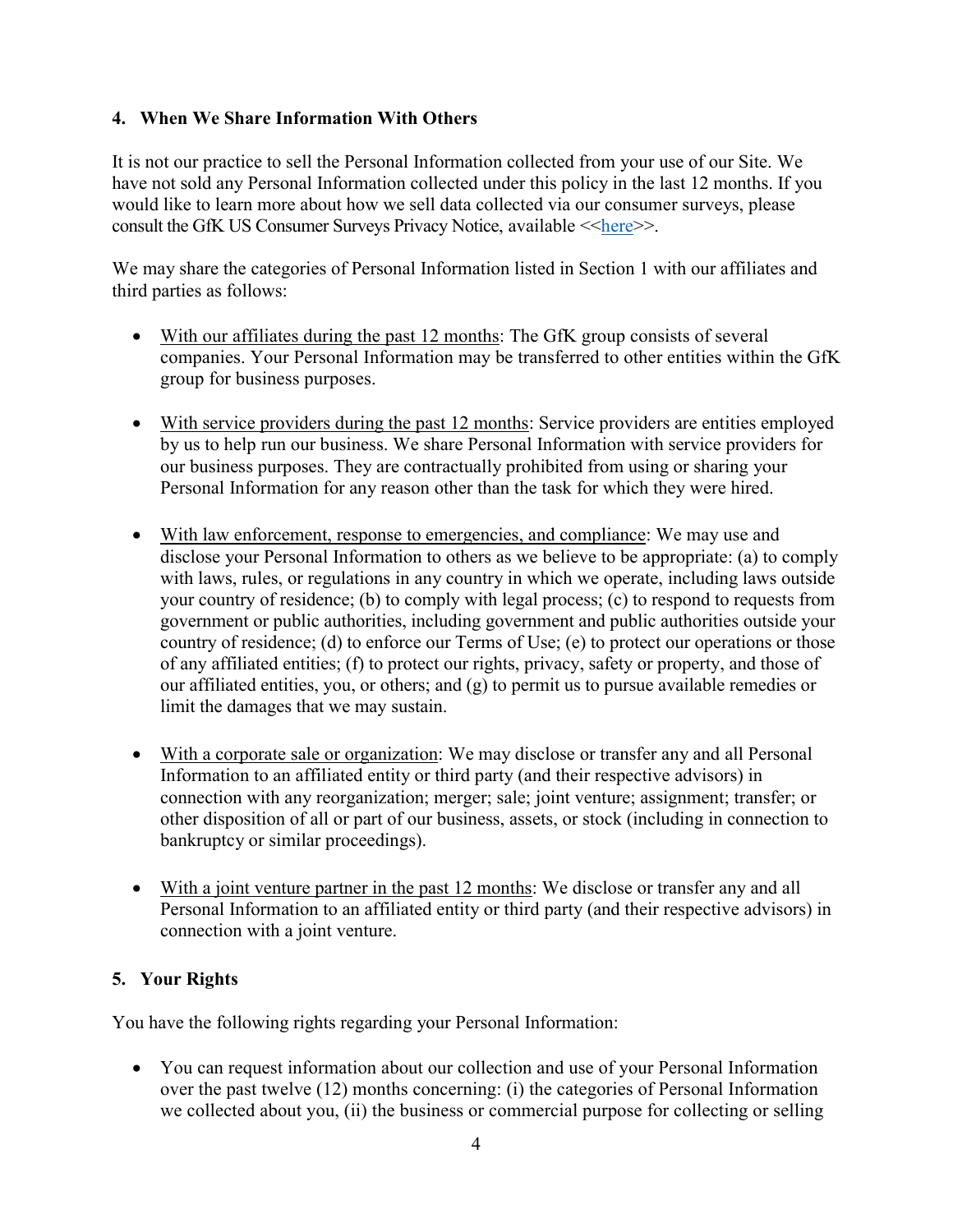## 4. When We Share Information With Others

It is not our practice to sell the Personal Information collected from your use of our Site. We have not sold any Personal Information collected under this policy in the last 12 months. If you would like to learn more about how we sell data collected via our consumer surveys, please consult the GfK US Consumer Surveys Privacy Notice, available <<here>>.

We may share the categories of Personal Information listed in Section 1 with our affiliates and third parties as follows:

- With our affiliates during the past 12 months: The GfK group consists of several companies. Your Personal Information may be transferred to other entities within the GfK group for business purposes.

- With service providers during the past 12 months: Service providers are entities employed by us to help run our business. We share Personal Information with service providers for our business purposes. They are contractually prohibited from using or sharing your Personal Information for any reason other than the task for which they were hired.

- With law enforcement, response to emergencies, and compliance: We may use and disclose your Personal Information to others as we believe to be appropriate: (a) to comply with laws, rules, or regulations in any country in which we operate, including laws outside your country of residence; (b) to comply with legal process; (c) to respond to requests from government or public authorities, including government and public authorities outside your country of residence; (d) to enforce our Terms of Use; (e) to protect our operations or those of any affiliated entities; (f) to protect our rights, privacy, safety or property, and those of our affiliated entities, you, or others; and (g) to permit us to pursue available remedies or limit the damages that we may sustain.

- With a corporate sale or organization: We may disclose or transfer any and all Personal Information to an affiliated entity or third party (and their respective advisors) in connection with any reorganization; merger; sale; joint venture; assignment; transfer; or other disposition of all or part of our business, assets, or stock (including in connection to bankruptcy or similar proceedings).

- With a joint venture partner in the past 12 months: We disclose or transfer any and all Personal Information to an affiliated entity or third party (and their respective advisors) in connection with a joint venture.

## 5. Your Rights

You have the following rights regarding your Personal Information:

- You can request information about our collection and use of your Personal Information over the past twelve (12) months concerning: (i) the categories of Personal Information we collected about you, (ii) the business or commercial purpose for collecting or selling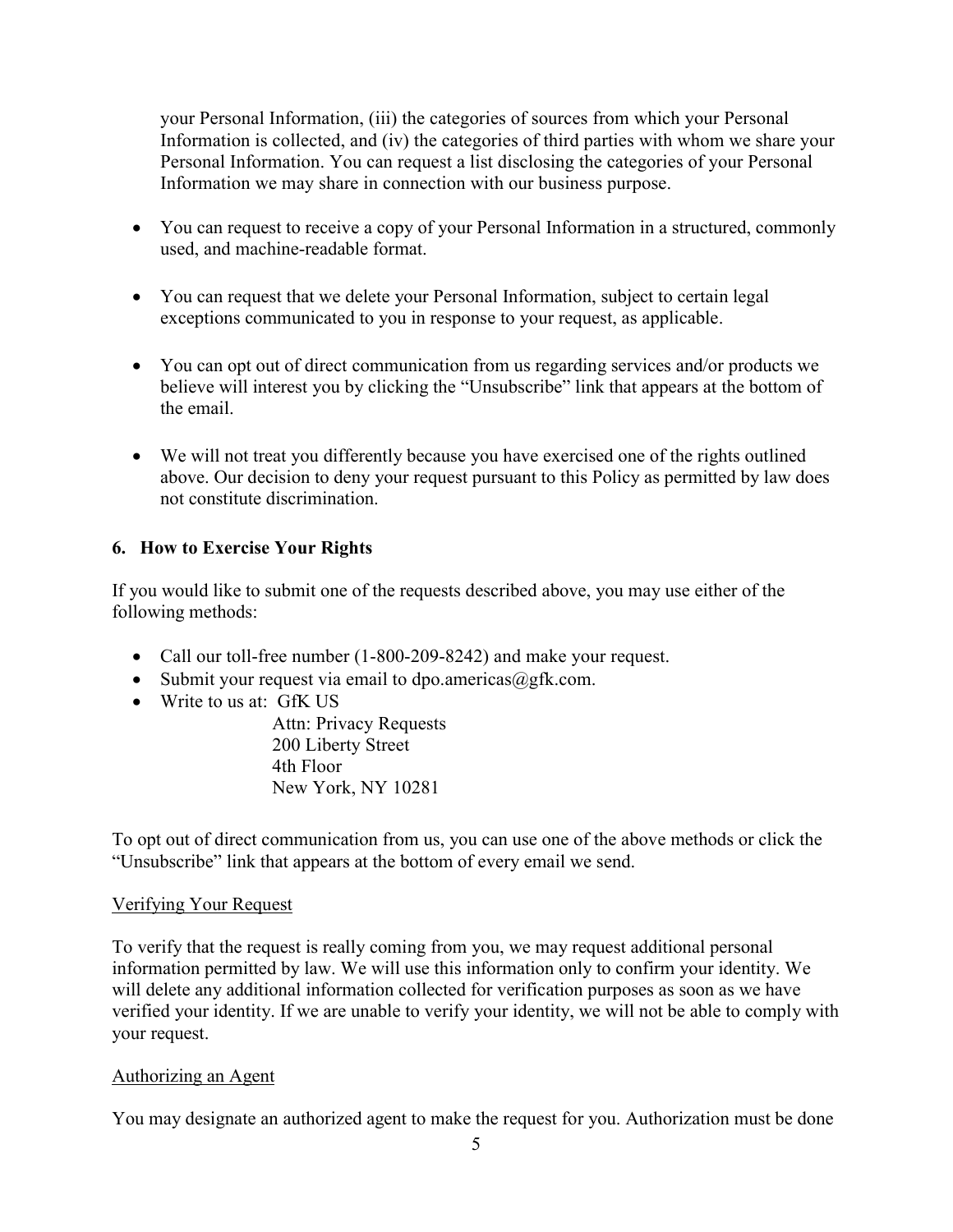your Personal Information, (iii) the categories of sources from which your Personal Information is collected, and (iv) the categories of third parties with whom we share your Personal Information. You can request a list disclosing the categories of your Personal Information we may share in connection with our business purpose.

- You can request to receive a copy of your Personal Information in a structured, commonly used, and machine-readable format.
- You can request that we delete your Personal Information, subject to certain legal exceptions communicated to you in response to your request, as applicable.
- You can opt out of direct communication from us regarding services and/or products we believe will interest you by clicking the "Unsubscribe" link that appears at the bottom of the email.
- We will not treat you differently because you have exercised one of the rights outlined above. Our decision to deny your request pursuant to this Policy as permitted by law does not constitute discrimination.

## 6. How to Exercise Your Rights

If you would like to submit one of the requests described above, you may use either of the following methods:

- Call our toll-free number (1-800-209-8242) and make your request.
- Submit your request via email to dpo.americas@gfk.com.
- Write to us at: GfK US
  Attn: Privacy Requests
  200 Liberty Street
  4th Floor
  New York, NY 10281

To opt out of direct communication from us, you can use one of the above methods or click the "Unsubscribe" link that appears at the bottom of every email we send.

<u>Verifying Your Request</u>

To verify that the request is really coming from you, we may request additional personal information permitted by law. We will use this information only to confirm your identity. We will delete any additional information collected for verification purposes as soon as we have verified your identity. If we are unable to verify your identity, we will not be able to comply with your request.

<u>Authorizing an Agent</u>

You may designate an authorized agent to make the request for you. Authorization must be done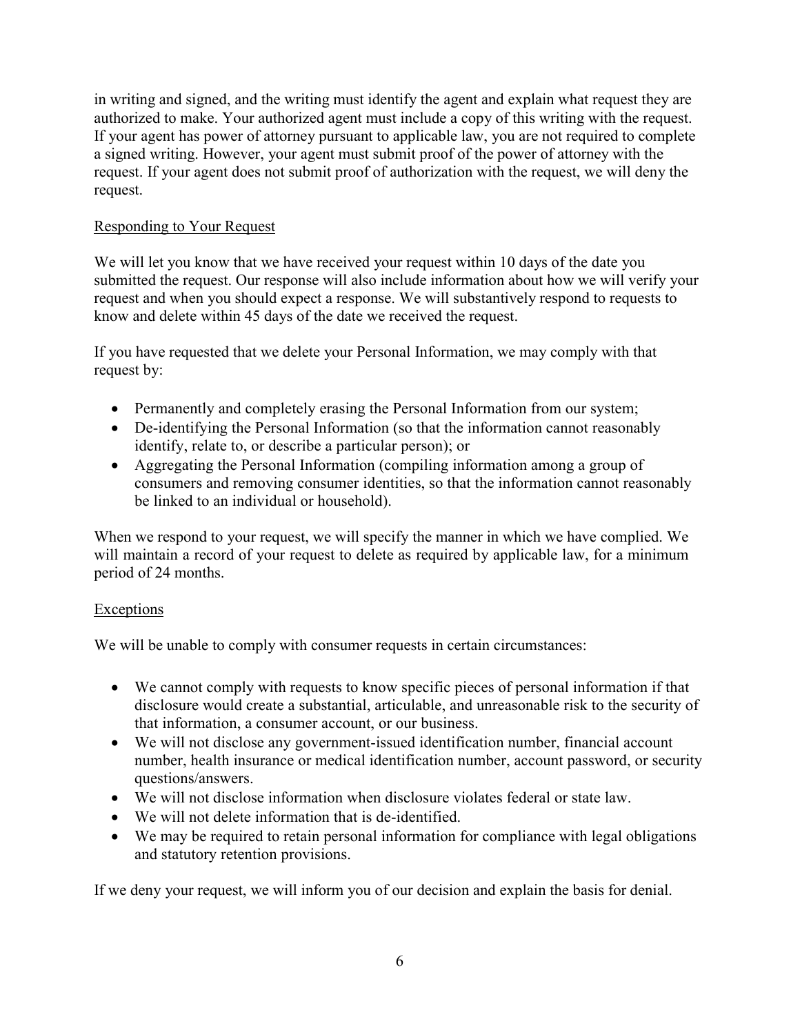in writing and signed, and the writing must identify the agent and explain what request they are authorized to make. Your authorized agent must include a copy of this writing with the request. If your agent has power of attorney pursuant to applicable law, you are not required to complete a signed writing. However, your agent must submit proof of the power of attorney with the request. If your agent does not submit proof of authorization with the request, we will deny the request.

Responding to Your Request

We will let you know that we have received your request within 10 days of the date you submitted the request. Our response will also include information about how we will verify your request and when you should expect a response. We will substantively respond to requests to know and delete within 45 days of the date we received the request.

If you have requested that we delete your Personal Information, we may comply with that request by:

- Permanently and completely erasing the Personal Information from our system;
- De-identifying the Personal Information (so that the information cannot reasonably identify, relate to, or describe a particular person); or
- Aggregating the Personal Information (compiling information among a group of consumers and removing consumer identities, so that the information cannot reasonably be linked to an individual or household).

When we respond to your request, we will specify the manner in which we have complied. We will maintain a record of your request to delete as required by applicable law, for a minimum period of 24 months.

Exceptions

We will be unable to comply with consumer requests in certain circumstances:

- We cannot comply with requests to know specific pieces of personal information if that disclosure would create a substantial, articulable, and unreasonable risk to the security of that information, a consumer account, or our business.
- We will not disclose any government-issued identification number, financial account number, health insurance or medical identification number, account password, or security questions/answers.
- We will not disclose information when disclosure violates federal or state law.
- We will not delete information that is de-identified.
- We may be required to retain personal information for compliance with legal obligations and statutory retention provisions.

If we deny your request, we will inform you of our decision and explain the basis for denial.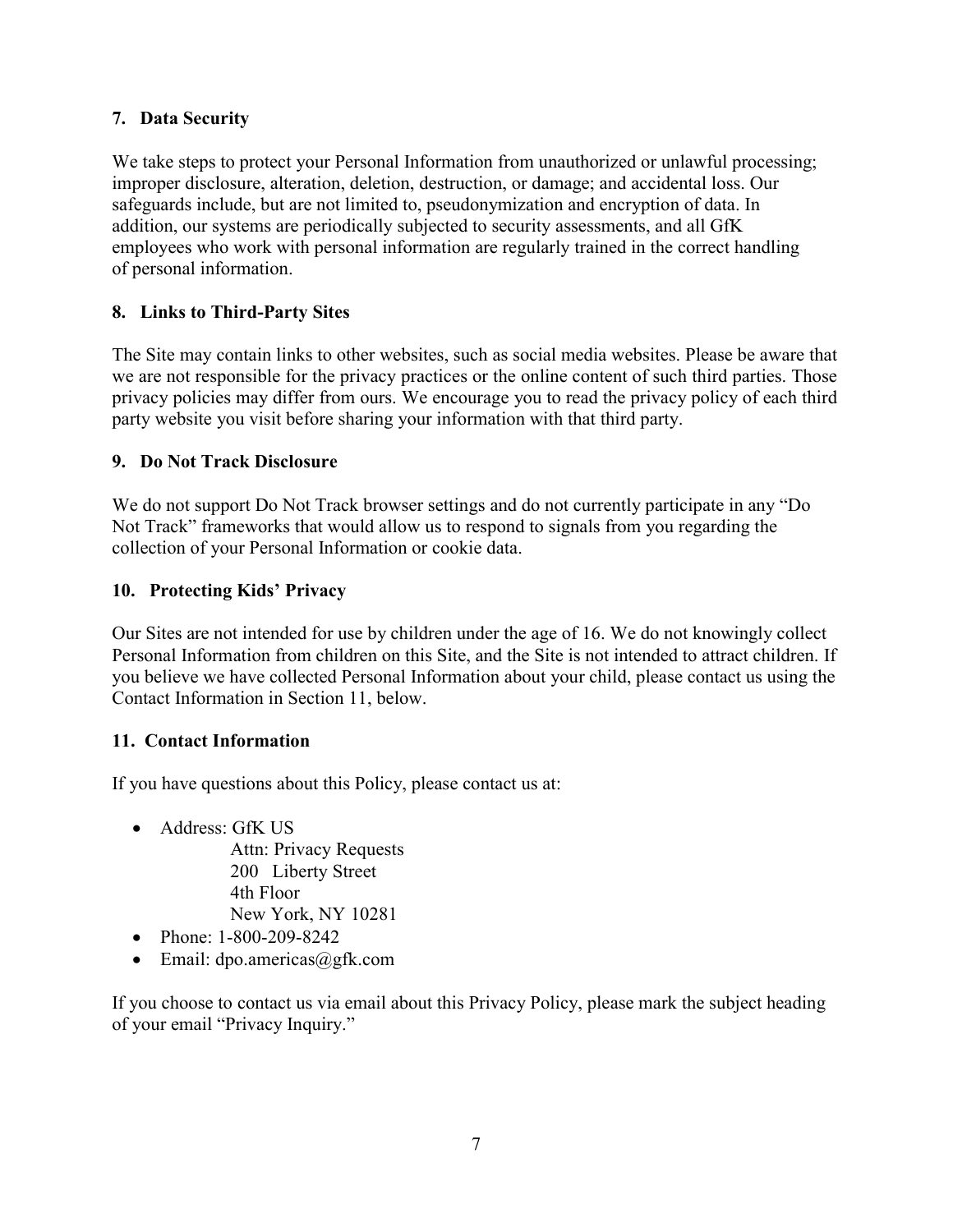## 7. Data Security

We take steps to protect your Personal Information from unauthorized or unlawful processing; improper disclosure, alteration, deletion, destruction, or damage; and accidental loss. Our safeguards include, but are not limited to, pseudonymization and encryption of data. In addition, our systems are periodically subjected to security assessments, and all GfK employees who work with personal information are regularly trained in the correct handling of personal information.

## 8. Links to Third-Party Sites

The Site may contain links to other websites, such as social media websites. Please be aware that we are not responsible for the privacy practices or the online content of such third parties. Those privacy policies may differ from ours. We encourage you to read the privacy policy of each third party website you visit before sharing your information with that third party.

## 9. Do Not Track Disclosure

We do not support Do Not Track browser settings and do not currently participate in any "Do Not Track" frameworks that would allow us to respond to signals from you regarding the collection of your Personal Information or cookie data.

## 10. Protecting Kids' Privacy

Our Sites are not intended for use by children under the age of 16. We do not knowingly collect Personal Information from children on this Site, and the Site is not intended to attract children. If you believe we have collected Personal Information about your child, please contact us using the Contact Information in Section 11, below.

## 11. Contact Information

If you have questions about this Policy, please contact us at:

- Address: GfK US
  Attn: Privacy Requests
  200 Liberty Street
  4th Floor
  New York, NY 10281
- Phone: 1-800-209-8242
- Email: dpo.americas@gfk.com

If you choose to contact us via email about this Privacy Policy, please mark the subject heading of your email "Privacy Inquiry."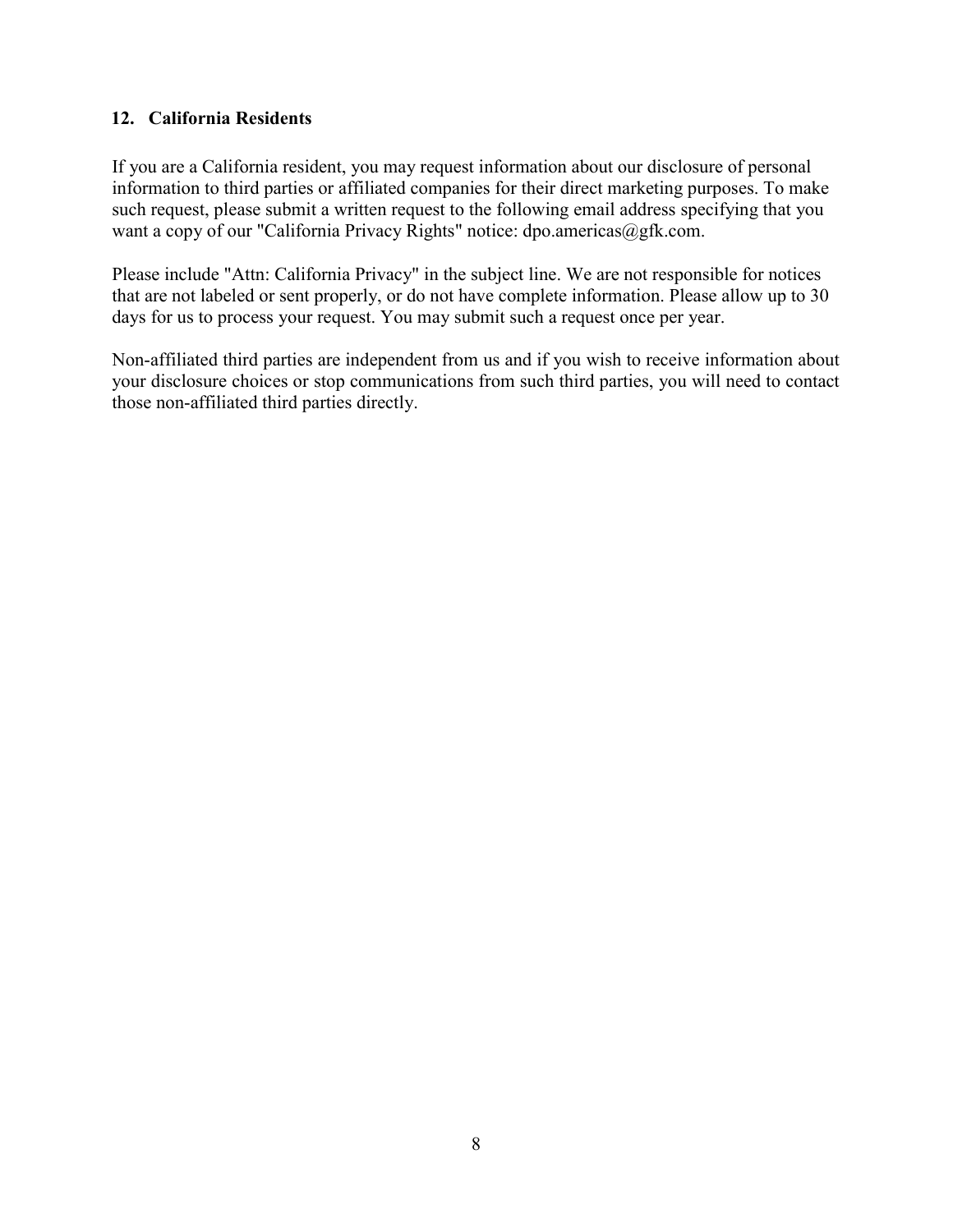## 12. California Residents

If you are a California resident, you may request information about our disclosure of personal information to third parties or affiliated companies for their direct marketing purposes. To make such request, please submit a written request to the following email address specifying that you want a copy of our "California Privacy Rights" notice: dpo.americas@gfk.com.

Please include "Attn: California Privacy" in the subject line. We are not responsible for notices that are not labeled or sent properly, or do not have complete information. Please allow up to 30 days for us to process your request. You may submit such a request once per year.

Non-affiliated third parties are independent from us and if you wish to receive information about your disclosure choices or stop communications from such third parties, you will need to contact those non-affiliated third parties directly.